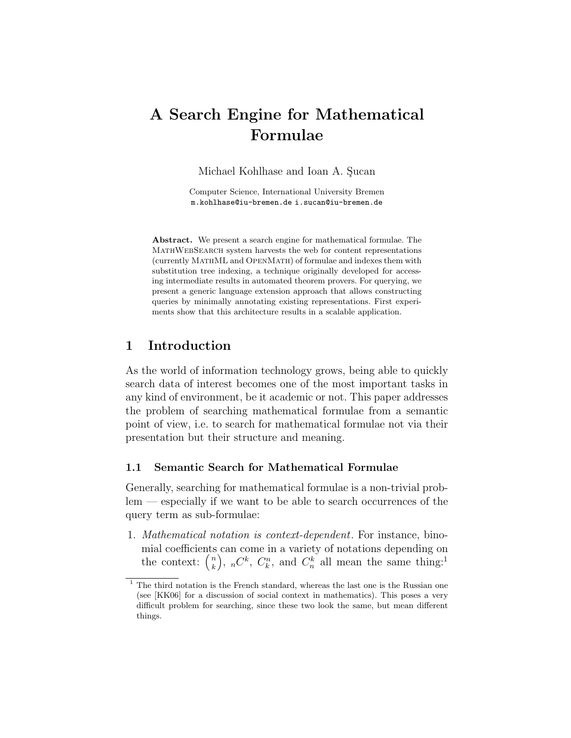# A Search Engine for Mathematical Formulae

Michael Kohlhase and Ioan A. Şucan

Computer Science, International University Bremen
m.kohlhase@iu-bremen.de i.sucan@iu-bremen.de

**Abstract.** We present a search engine for mathematical formulae. The MathWebSearch system harvests the web for content representations (currently MathML and OpenMath) of formulae and indexes them with substitution tree indexing, a technique originally developed for accessing intermediate results in automated theorem provers. For querying, we present a generic language extension approach that allows constructing queries by minimally annotating existing representations. First experiments show that this architecture results in a scalable application.

## 1 Introduction

As the world of information technology grows, being able to quickly search data of interest becomes one of the most important tasks in any kind of environment, be it academic or not. This paper addresses the problem of searching mathematical formulae from a semantic point of view, i.e. to search for mathematical formulae not via their presentation but their structure and meaning.

### 1.1 Semantic Search for Mathematical Formulae

Generally, searching for mathematical formulae is a non-trivial problem — especially if we want to be able to search occurrences of the query term as sub-formulae:

1. *Mathematical notation is context-dependent*. For instance, binomial coefficients can come in a variety of notations depending on the context: $\binom{n}{k}$, ${}_nC^k$, $C^n_k$, and $C^k_n$ all mean the same thing:[1]

[1] The third notation is the French standard, whereas the last one is the Russian one (see [KK06] for a discussion of social context in mathematics). This poses a very difficult problem for searching, since these two look the same, but mean different things.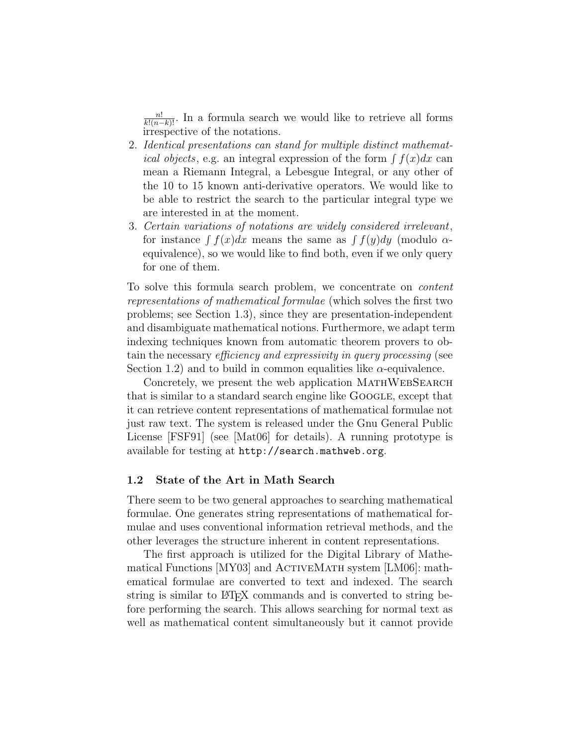$\frac{n!}{k!(n-k)!}$. In a formula search we would like to retrieve all forms irrespective of the notations.

2. *Identical presentations can stand for multiple distinct mathematical objects*, e.g. an integral expression of the form $\int f(x)dx$ can mean a Riemann Integral, a Lebesgue Integral, or any other of the 10 to 15 known anti-derivative operators. We would like to be able to restrict the search to the particular integral type we are interested in at the moment.
3. *Certain variations of notations are widely considered irrelevant*, for instance $\int f(x)dx$ means the same as $\int f(y)dy$ (modulo $\alpha$-equivalence), so we would like to find both, even if we only query for one of them.

To solve this formula search problem, we concentrate on *content representations of mathematical formulae* (which solves the first two problems; see Section 1.3), since they are presentation-independent and disambiguate mathematical notions. Furthermore, we adapt term indexing techniques known from automatic theorem provers to obtain the necessary *efficiency and expressivity in query processing* (see Section 1.2) and to build in common equalities like $\alpha$-equivalence.

Concretely, we present the web application MathWebSearch that is similar to a standard search engine like Google, except that it can retrieve content representations of mathematical formulae not just raw text. The system is released under the Gnu General Public License [FSF91] (see [Mat06] for details). A running prototype is available for testing at `http://search.mathweb.org`.

### 1.2 State of the Art in Math Search

There seem to be two general approaches to searching mathematical formulae. One generates string representations of mathematical formulae and uses conventional information retrieval methods, and the other leverages the structure inherent in content representations.

The first approach is utilized for the Digital Library of Mathematical Functions [MY03] and ActiveMath system [LM06]: mathematical formulae are converted to text and indexed. The search string is similar to LaTeX commands and is converted to string before performing the search. This allows searching for normal text as well as mathematical content simultaneously but it cannot provide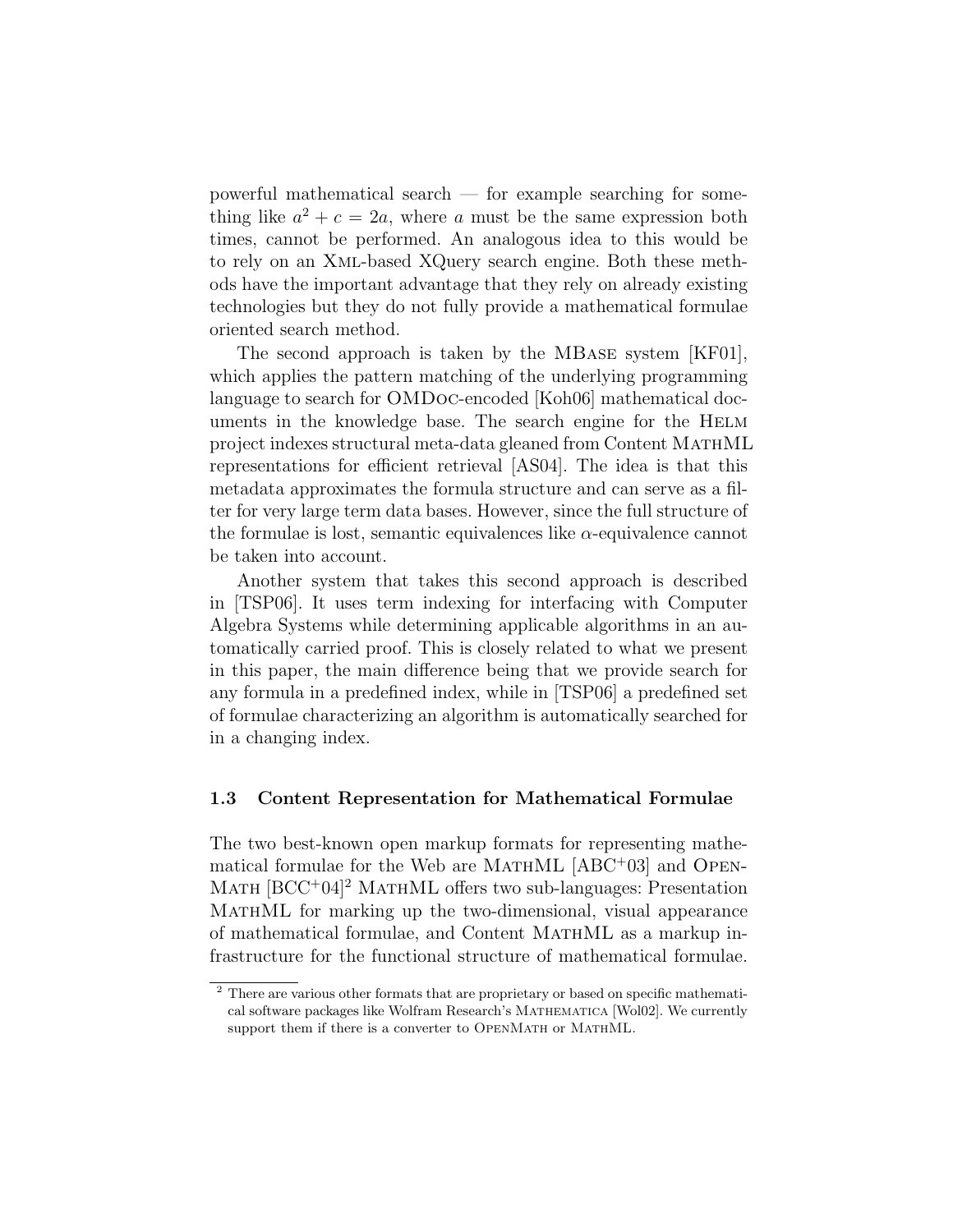powerful mathematical search — for example searching for something like $a^2 + c = 2a$, where $a$ must be the same expression both times, cannot be performed. An analogous idea to this would be to rely on an XML-based XQuery search engine. Both these methods have the important advantage that they rely on already existing technologies but they do not fully provide a mathematical formulae oriented search method.

The second approach is taken by the MBASE system [KF01], which applies the pattern matching of the underlying programming language to search for OMDOC-encoded [Koh06] mathematical documents in the knowledge base. The search engine for the HELM project indexes structural meta-data gleaned from Content MATHML representations for efficient retrieval [AS04]. The idea is that this metadata approximates the formula structure and can serve as a filter for very large term data bases. However, since the full structure of the formulae is lost, semantic equivalences like $\alpha$-equivalence cannot be taken into account.

Another system that takes this second approach is described in [TSP06]. It uses term indexing for interfacing with Computer Algebra Systems while determining applicable algorithms in an automatically carried proof. This is closely related to what we present in this paper, the main difference being that we provide search for any formula in a predefined index, while in [TSP06] a predefined set of formulae characterizing an algorithm is automatically searched for in a changing index.

### 1.3 Content Representation for Mathematical Formulae

The two best-known open markup formats for representing mathematical formulae for the Web are MATHML [ABC+03] and OPENMATH [BCC+04][2] MATHML offers two sub-languages: Presentation MATHML for marking up the two-dimensional, visual appearance of mathematical formulae, and Content MATHML as a markup infrastructure for the functional structure of mathematical formulae.

[2] There are various other formats that are proprietary or based on specific mathematical software packages like Wolfram Research's MATHEMATICA [Wol02]. We currently support them if there is a converter to OPENMATH or MATHML.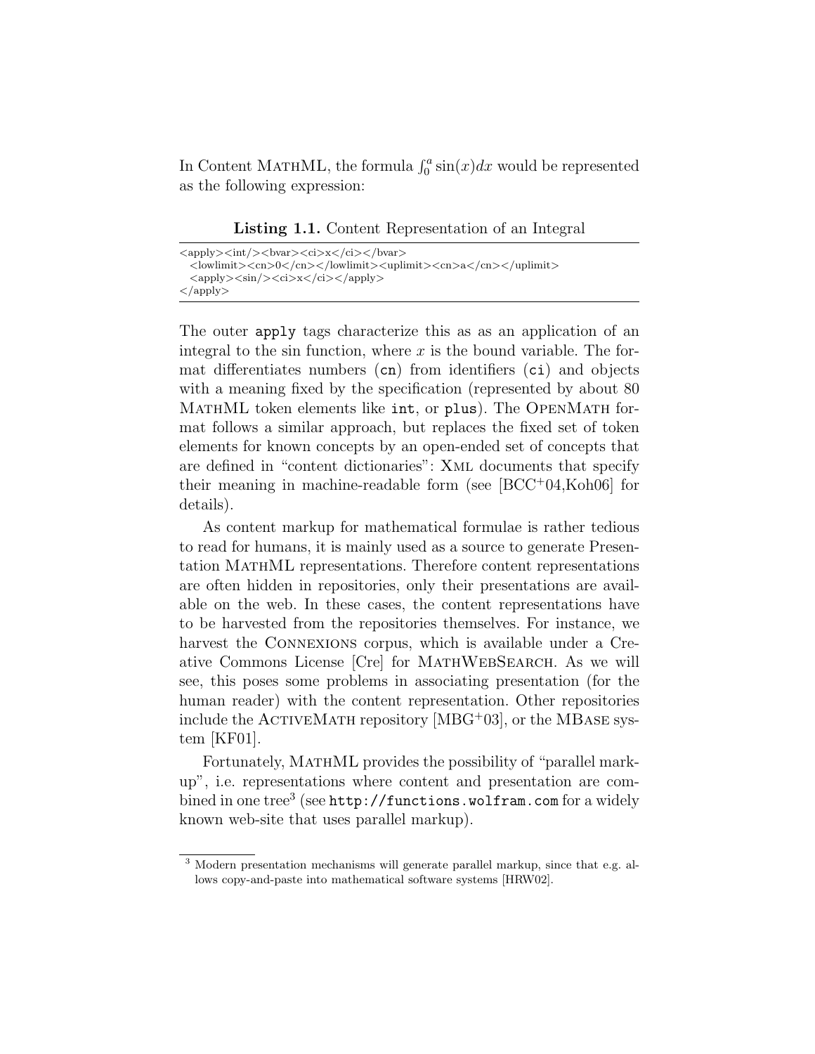In Content MathML, the formula $\int_0^a \sin(x)dx$ would be represented as the following expression:

**Listing 1.1.** Content Representation of an Integral

```
<apply><int/><bvar><ci>x</ci></bvar>
  <lowlimit><cn>0</cn></lowlimit><uplimit><cn>a</cn></uplimit>
  <apply><sin/><ci>x</ci></apply>
</apply>
```

The outer `apply` tags characterize this as as an application of an integral to the sin function, where $x$ is the bound variable. The format differentiates numbers (`cn`) from identifiers (`ci`) and objects with a meaning fixed by the specification (represented by about 80 MathML token elements like `int`, or `plus`). The OpenMath format follows a similar approach, but replaces the fixed set of token elements for known concepts by an open-ended set of concepts that are defined in "content dictionaries": Xml documents that specify their meaning in machine-readable form (see [BCC+04,Koh06] for details).

As content markup for mathematical formulae is rather tedious to read for humans, it is mainly used as a source to generate Presentation MathML representations. Therefore content representations are often hidden in repositories, only their presentations are available on the web. In these cases, the content representations have to be harvested from the repositories themselves. For instance, we harvest the Connexions corpus, which is available under a Creative Commons License [Cre] for MathWebSearch. As we will see, this poses some problems in associating presentation (for the human reader) with the content representation. Other repositories include the ActiveMath repository [MBG+03], or the MBase system [KF01].

Fortunately, MathML provides the possibility of "parallel markup", i.e. representations where content and presentation are combined in one tree[3] (see `http://functions.wolfram.com` for a widely known web-site that uses parallel markup).

[3] Modern presentation mechanisms will generate parallel markup, since that e.g. allows copy-and-paste into mathematical software systems [HRW02].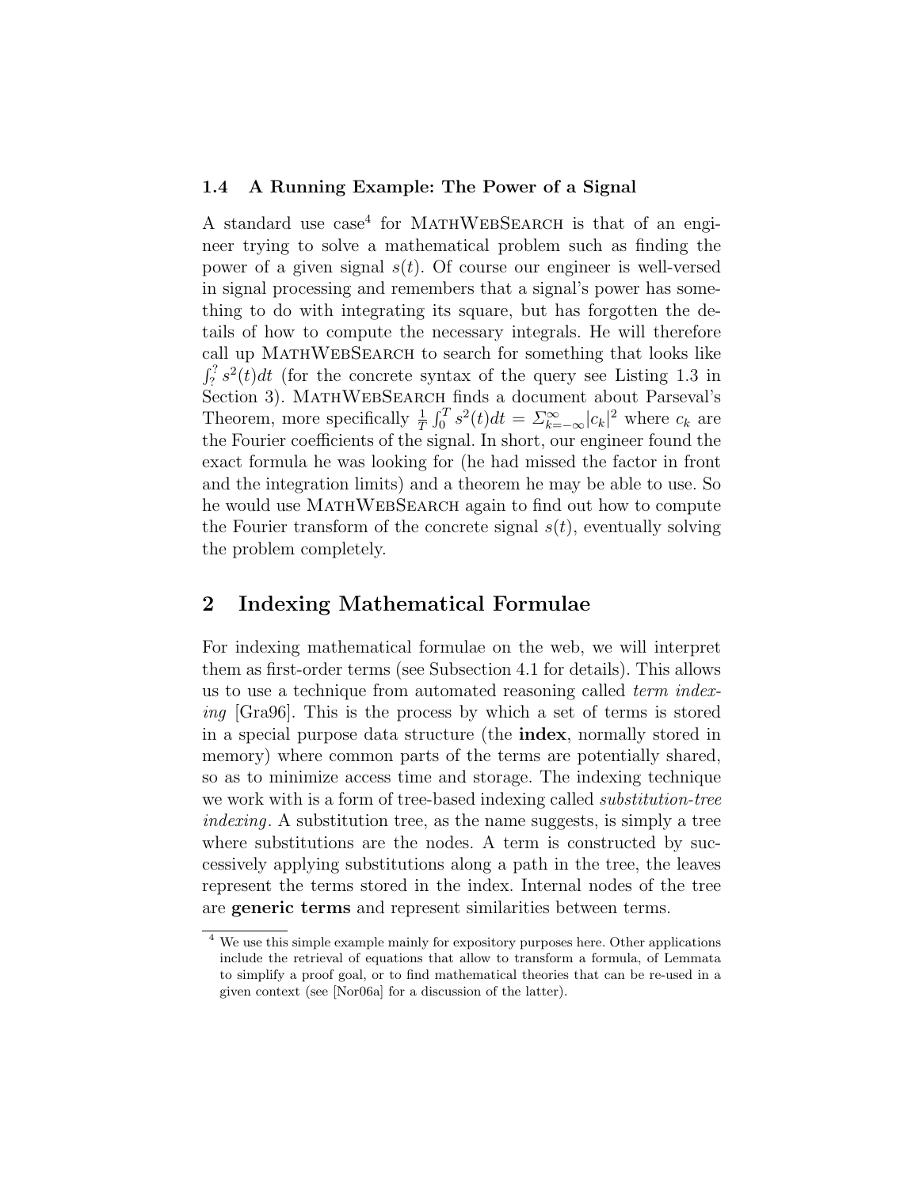### 1.4 A Running Example: The Power of a Signal

A standard use case[4] for MathWebSearch is that of an engineer trying to solve a mathematical problem such as finding the power of a given signal $s(t)$. Of course our engineer is well-versed in signal processing and remembers that a signal's power has something to do with integrating its square, but has forgotten the details of how to compute the necessary integrals. He will therefore call up MathWebSearch to search for something that looks like $\int_?^? s^2(t)dt$ (for the concrete syntax of the query see Listing 1.3 in Section 3). MathWebSearch finds a document about Parseval's Theorem, more specifically $\frac{1}{T}\int_0^T s^2(t)dt = \Sigma_{k=-\infty}^{\infty}|c_k|^2$ where $c_k$ are the Fourier coefficients of the signal. In short, our engineer found the exact formula he was looking for (he had missed the factor in front and the integration limits) and a theorem he may be able to use. So he would use MathWebSearch again to find out how to compute the Fourier transform of the concrete signal $s(t)$, eventually solving the problem completely.

## 2 Indexing Mathematical Formulae

For indexing mathematical formulae on the web, we will interpret them as first-order terms (see Subsection 4.1 for details). This allows us to use a technique from automated reasoning called *term indexing* [Gra96]. This is the process by which a set of terms is stored in a special purpose data structure (the **index**, normally stored in memory) where common parts of the terms are potentially shared, so as to minimize access time and storage. The indexing technique we work with is a form of tree-based indexing called *substitution-tree indexing*. A substitution tree, as the name suggests, is simply a tree where substitutions are the nodes. A term is constructed by successively applying substitutions along a path in the tree, the leaves represent the terms stored in the index. Internal nodes of the tree are **generic terms** and represent similarities between terms.

[4] We use this simple example mainly for expository purposes here. Other applications include the retrieval of equations that allow to transform a formula, of Lemmata to simplify a proof goal, or to find mathematical theories that can be re-used in a given context (see [Nor06a] for a discussion of the latter).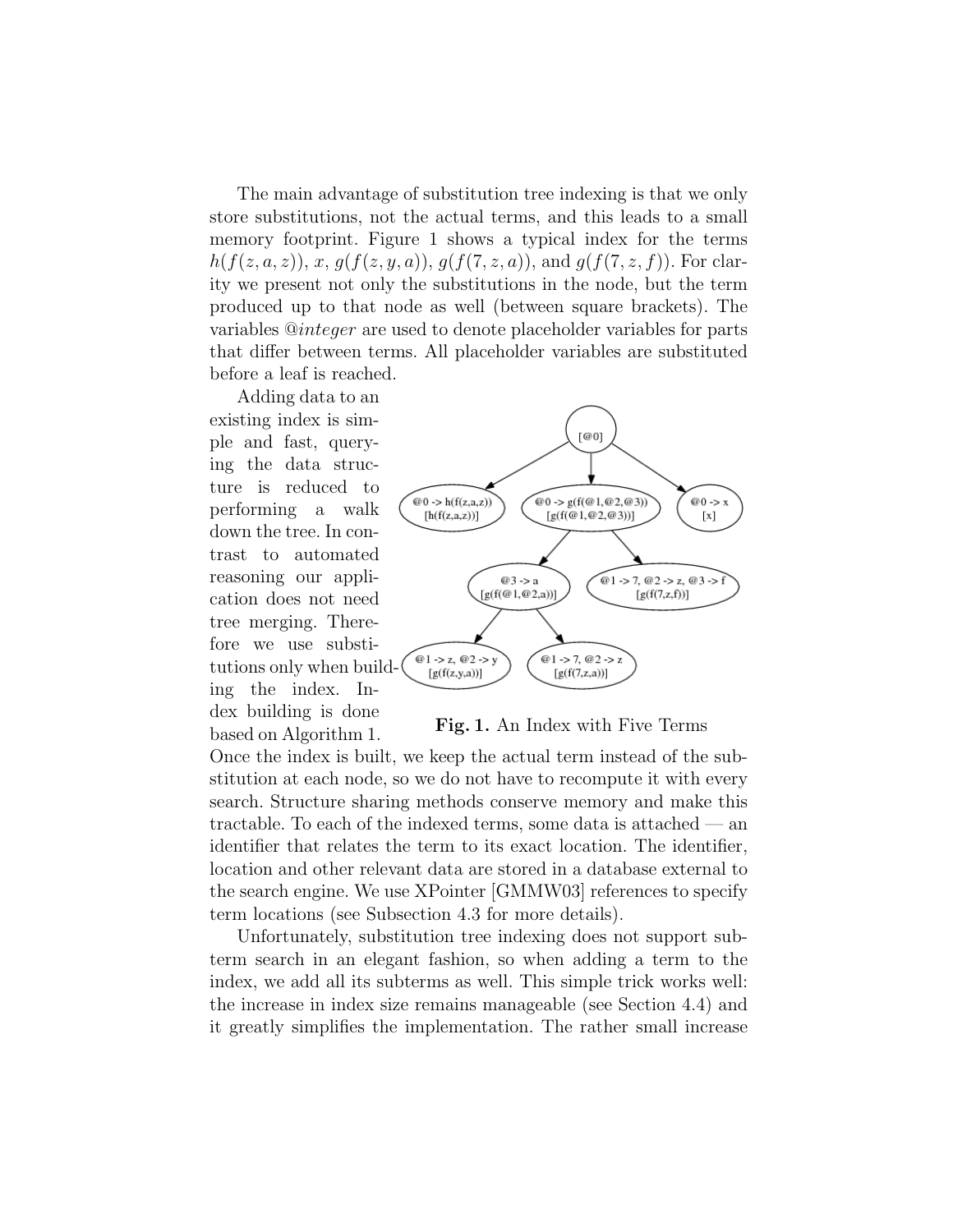The main advantage of substitution tree indexing is that we only store substitutions, not the actual terms, and this leads to a small memory footprint. Figure 1 shows a typical index for the terms $h(f(z, a, z))$, $x$, $g(f(z, y, a))$, $g(f(7, z, a))$, and $g(f(7, z, f))$. For clarity we present not only the substitutions in the node, but the term produced up to that node as well (between square brackets). The variables @*integer* are used to denote placeholder variables for parts that differ between terms. All placeholder variables are substituted before a leaf is reached.

Adding data to an existing index is simple and fast, querying the data structure is reduced to performing a walk down the tree. In contrast to automated reasoning our application does not need tree merging. Therefore we use substitutions only when building the index. Index building is done based on Algorithm 1.

**Fig. 1.** An Index with Five Terms

Once the index is built, we keep the actual term instead of the substitution at each node, so we do not have to recompute it with every search. Structure sharing methods conserve memory and make this tractable. To each of the indexed terms, some data is attached — an identifier that relates the term to its exact location. The identifier, location and other relevant data are stored in a database external to the search engine. We use XPointer [GMMW03] references to specify term locations (see Subsection 4.3 for more details).

Unfortunately, substitution tree indexing does not support subterm search in an elegant fashion, so when adding a term to the index, we add all its subterms as well. This simple trick works well: the increase in index size remains manageable (see Section 4.4) and it greatly simplifies the implementation. The rather small increase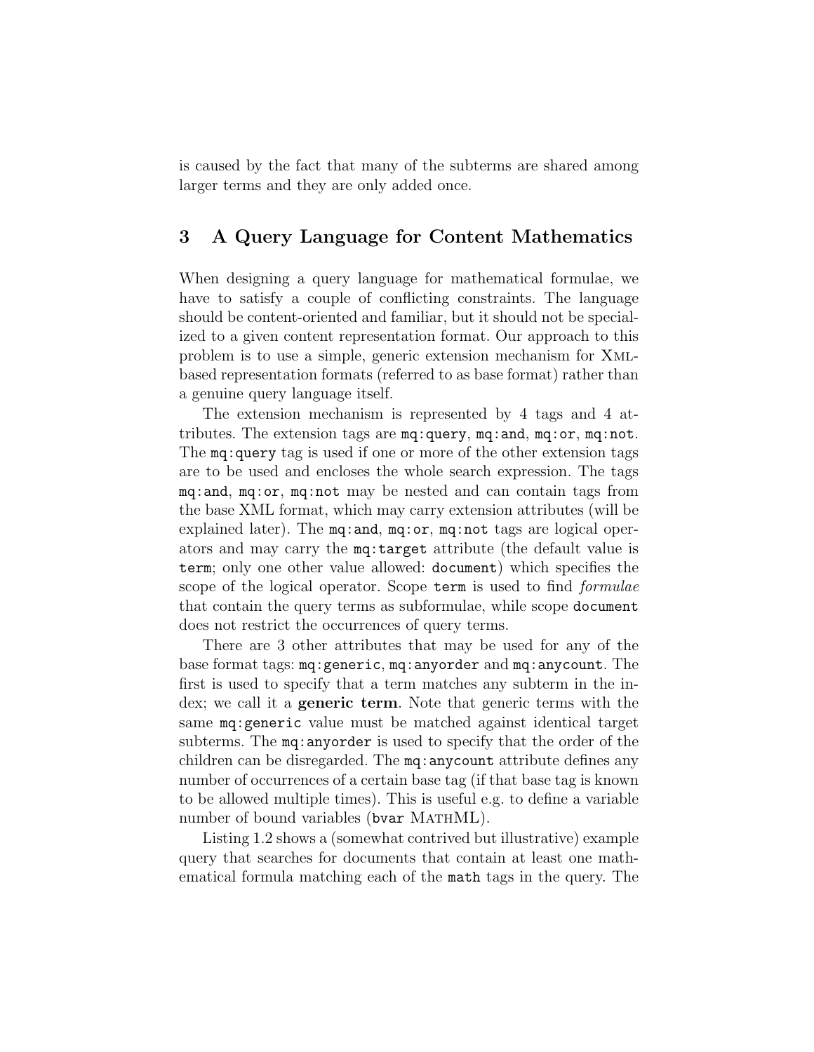is caused by the fact that many of the subterms are shared among larger terms and they are only added once.

## 3 A Query Language for Content Mathematics

When designing a query language for mathematical formulae, we have to satisfy a couple of conflicting constraints. The language should be content-oriented and familiar, but it should not be specialized to a given content representation format. Our approach to this problem is to use a simple, generic extension mechanism for XML-based representation formats (referred to as base format) rather than a genuine query language itself.

The extension mechanism is represented by 4 tags and 4 attributes. The extension tags are `mq:query`, `mq:and`, `mq:or`, `mq:not`. The `mq:query` tag is used if one or more of the other extension tags are to be used and encloses the whole search expression. The tags `mq:and`, `mq:or`, `mq:not` may be nested and can contain tags from the base XML format, which may carry extension attributes (will be explained later). The `mq:and`, `mq:or`, `mq:not` tags are logical operators and may carry the `mq:target` attribute (the default value is `term`; only one other value allowed: `document`) which specifies the scope of the logical operator. Scope `term` is used to find *formulae* that contain the query terms as subformulae, while scope `document` does not restrict the occurrences of query terms.

There are 3 other attributes that may be used for any of the base format tags: `mq:generic`, `mq:anyorder` and `mq:anycount`. The first is used to specify that a term matches any subterm in the index; we call it a **generic term**. Note that generic terms with the same `mq:generic` value must be matched against identical target subterms. The `mq:anyorder` is used to specify that the order of the children can be disregarded. The `mq:anycount` attribute defines any number of occurrences of a certain base tag (if that base tag is known to be allowed multiple times). This is useful e.g. to define a variable number of bound variables (`bvar` MATHML).

Listing 1.2 shows a (somewhat contrived but illustrative) example query that searches for documents that contain at least one mathematical formula matching each of the `math` tags in the query. The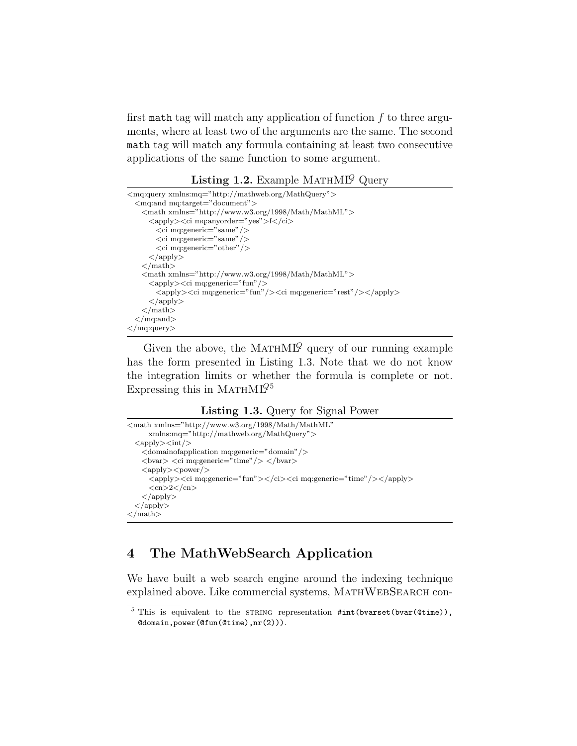first `math` tag will match any application of function $f$ to three arguments, where at least two of the arguments are the same. The second `math` tag will match any formula containing at least two consecutive applications of the same function to some argument.

**Listing 1.2.** Example MathML$^Q$ Query

```
<mq:query xmlns:mq="http://mathweb.org/MathQuery">
  <mq:and mq:target="document">
    <math xmlns="http://www.w3.org/1998/Math/MathML">
      <apply><ci mq:anyorder="yes">f</ci>
        <ci mq:generic="same"/>
        <ci mq:generic="same"/>
        <ci mq:generic="other"/>
      </apply>
    </math>
    <math xmlns="http://www.w3.org/1998/Math/MathML">
      <apply><ci mq:generic="fun"/>
        <apply><ci mq:generic="fun"/><ci mq:generic="rest"/></apply>
      </apply>
    </math>
  </mq:and>
</mq:query>
```

Given the above, the MathML$^Q$ query of our running example has the form presented in Listing 1.3. Note that we do not know the integration limits or whether the formula is complete or not. Expressing this in MathML$^Q$ [5]

**Listing 1.3.** Query for Signal Power

```
<math xmlns="http://www.w3.org/1998/Math/MathML"
      xmlns:mq="http://mathweb.org/MathQuery">
  <apply><int/>
    <domainofapplication mq:generic="domain"/>
    <bvar> <ci mq:generic="time"/> </bvar>
    <apply><power/>
      <apply><ci mq:generic="fun"></ci><ci mq:generic="time"/></apply>
      <cn>2</cn>
    </apply>
  </apply>
</math>
```

## 4 The MathWebSearch Application

We have built a web search engine around the indexing technique explained above. Like commercial systems, MathWebSearch con-

[5] This is equivalent to the STRING representation `#int(bvarset(bvar(@time)), @domain,power(@fun(@time),nr(2)))`.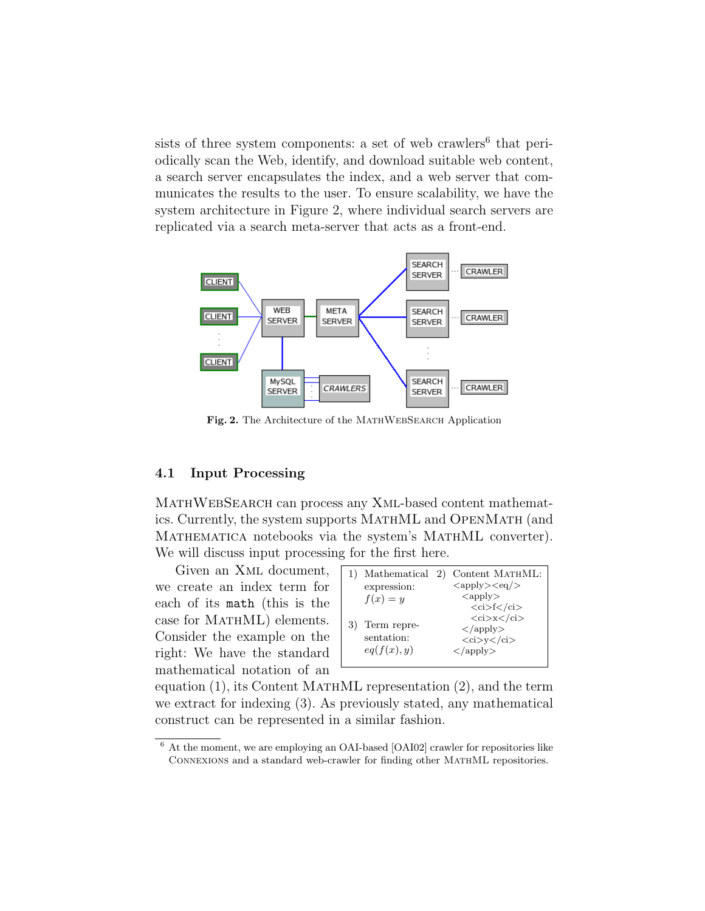sists of three system components: a set of web crawlers[6] that periodically scan the Web, identify, and download suitable web content, a search server encapsulates the index, and a web server that communicates the results to the user. To ensure scalability, we have the system architecture in Figure 2, where individual search servers are replicated via a search meta-server that acts as a front-end.

**Fig. 2.** The Architecture of the MathWebSearch Application

### 4.1 Input Processing

MathWebSearch can process any Xml-based content mathematics. Currently, the system supports MathML and OpenMath (and Mathematica notebooks via the system's MathML converter). We will discuss input processing for the first here.

Given an Xml document, we create an index term for each of its `math` (this is the case for MathML) elements. Consider the example on the right: We have the standard mathematical notation of an equation (1), its Content MathML representation (2), and the term we extract for indexing (3). As previously stated, any mathematical construct can be represented in a similar fashion.

1) Mathematical expression: $f(x) = y$

2) Content MathML:

```
<apply><eq/>
  <apply>
    <ci>f</ci>
    <ci>x</ci>
  </apply>
  <ci>y</ci>
</apply>
```

3) Term representation: $eq(f(x), y)$

[6] At the moment, we are employing an OAI-based [OAI02] crawler for repositories like Connexions and a standard web-crawler for finding other MathML repositories.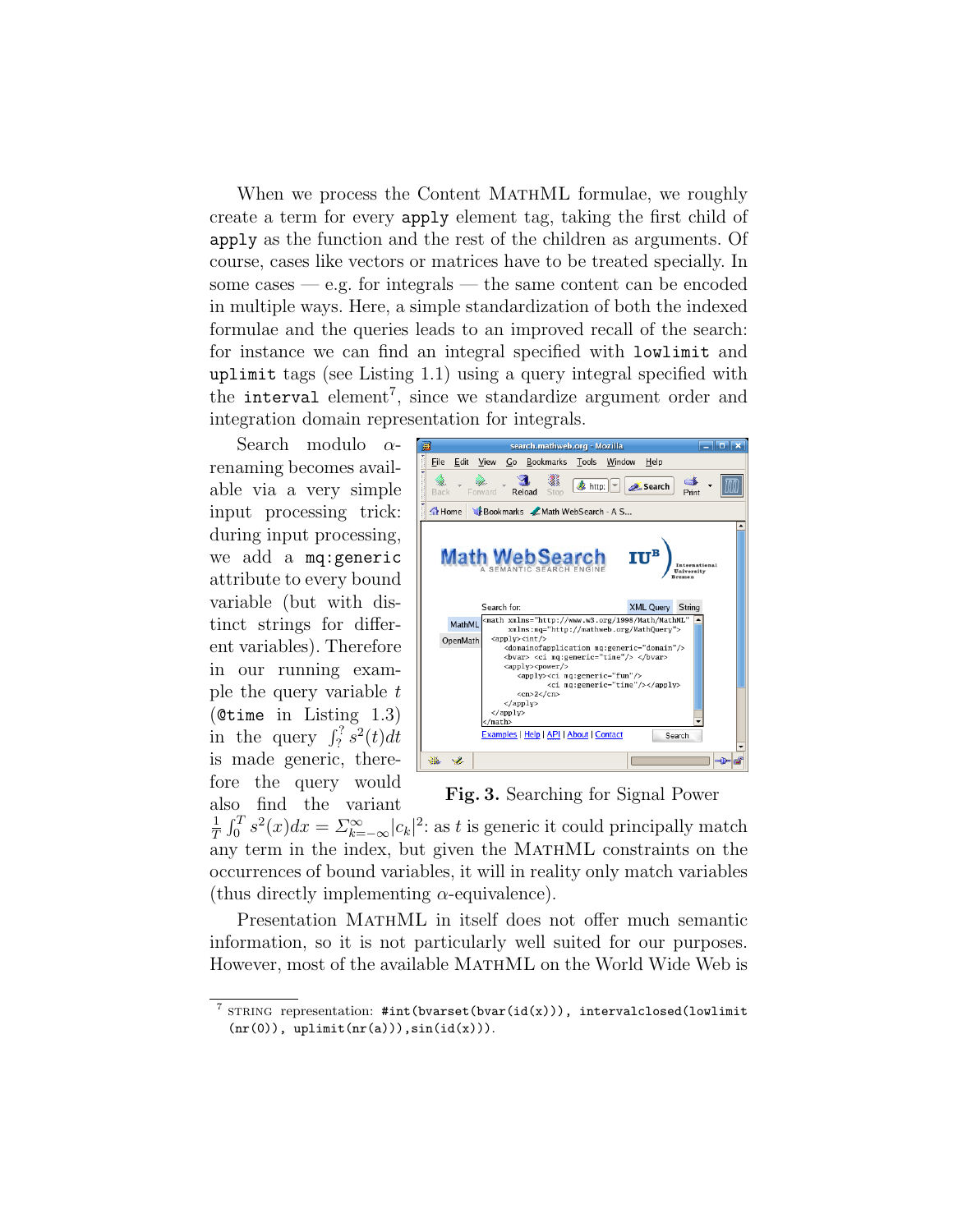When we process the Content MathML formulae, we roughly create a term for every `apply` element tag, taking the first child of `apply` as the function and the rest of the children as arguments. Of course, cases like vectors or matrices have to be treated specially. In some cases — e.g. for integrals — the same content can be encoded in multiple ways. Here, a simple standardization of both the indexed formulae and the queries leads to an improved recall of the search: for instance we can find an integral specified with `lowlimit` and `uplimit` tags (see Listing 1.1) using a query integral specified with the `interval` element[7], since we standardize argument order and integration domain representation for integrals.

Search modulo $\alpha$-renaming becomes available via a very simple input processing trick: during input processing, we add a `mq:generic` attribute to every bound variable (but with distinct strings for different variables). Therefore in our running example the query variable $t$ (`@time` in Listing 1.3) in the query $\int_?^? s^2(t)dt$ is made generic, therefore the query would also find the variant $\frac{1}{T}\int_0^T s^2(x)dx = \Sigma_{k=-\infty}^{\infty}|c_k|^2$: as $t$ is generic it could principally match any term in the index, but given the MathML constraints on the occurrences of bound variables, it will in reality only match variables (thus directly implementing $\alpha$-equivalence).

**Fig. 3.** Searching for Signal Power

Presentation MathML in itself does not offer much semantic information, so it is not particularly well suited for our purposes. However, most of the available MathML on the World Wide Web is

---

[7] STRING representation: `#int(bvarset(bvar(id(x))), intervalclosed(lowlimit (nr(0)), uplimit(nr(a))),sin(id(x)))`.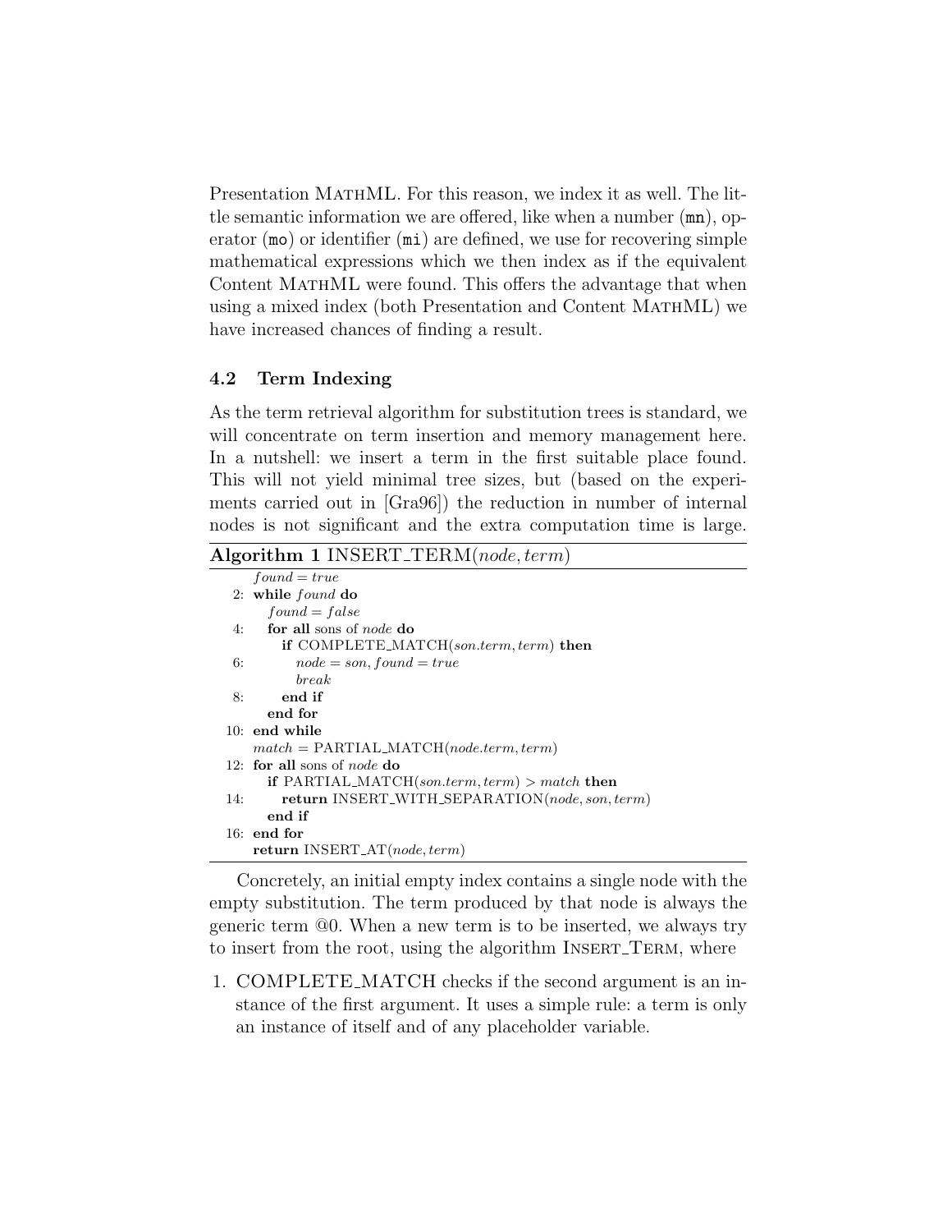Presentation MathML. For this reason, we index it as well. The little semantic information we are offered, like when a number (`mn`), operator (`mo`) or identifier (`mi`) are defined, we use for recovering simple mathematical expressions which we then index as if the equivalent Content MathML were found. This offers the advantage that when using a mixed index (both Presentation and Content MathML) we have increased chances of finding a result.

### 4.2 Term Indexing

As the term retrieval algorithm for substitution trees is standard, we will concentrate on term insertion and memory management here. In a nutshell: we insert a term in the first suitable place found. This will not yield minimal tree sizes, but (based on the experiments carried out in [Gra96]) the reduction in number of internal nodes is not significant and the extra computation time is large.

**Algorithm 1** INSERT_TERM($node, term$)

```
    found = true
 2: while found do
      found = false
 4:   for all sons of node do
        if COMPLETE_MATCH(son.term, term) then
 6:       node = son, found = true
          break
 8:     end if
      end for
10: end while
    match = PARTIAL_MATCH(node.term, term)
12: for all sons of node do
      if PARTIAL_MATCH(son.term, term) > match then
14:     return INSERT_WITH_SEPARATION(node, son, term)
      end if
16: end for
    return INSERT_AT(node, term)
```

Concretely, an initial empty index contains a single node with the empty substitution. The term produced by that node is always the generic term @0. When a new term is to be inserted, we always try to insert from the root, using the algorithm Insert_Term, where

1. COMPLETE_MATCH checks if the second argument is an instance of the first argument. It uses a simple rule: a term is only an instance of itself and of any placeholder variable.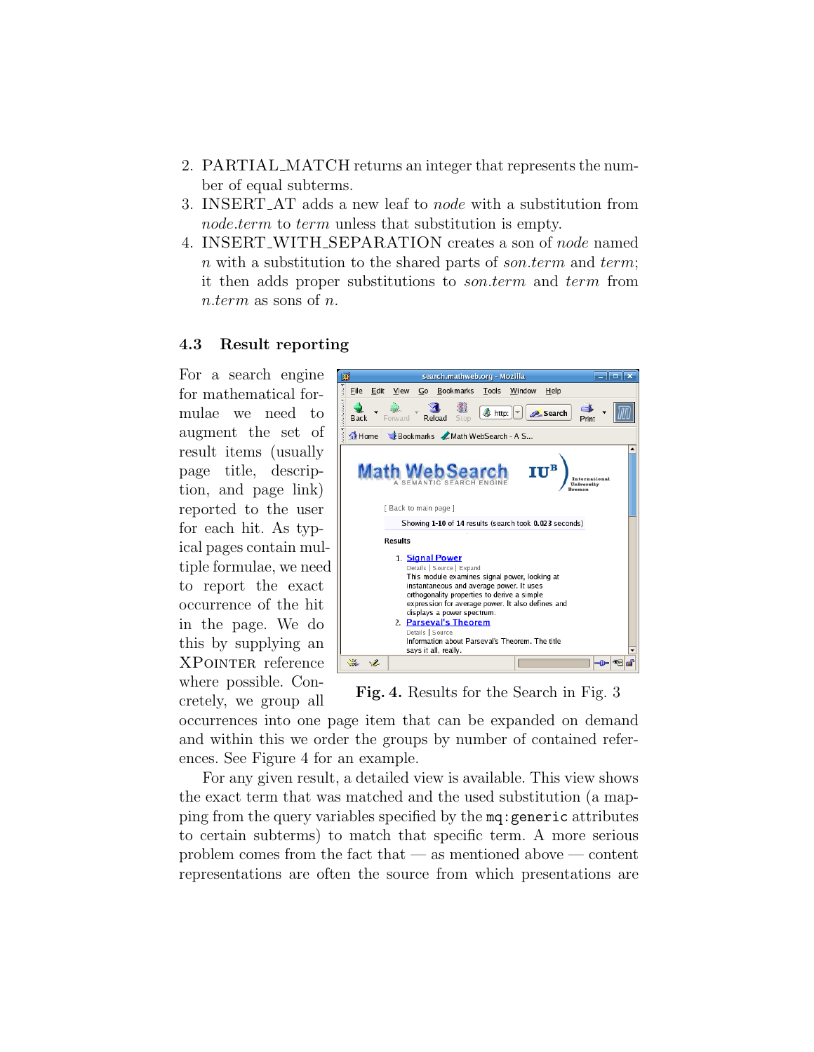2. PARTIAL_MATCH returns an integer that represents the number of equal subterms.
3. INSERT_AT adds a new leaf to *node* with a substitution from *node.term* to *term* unless that substitution is empty.
4. INSERT_WITH_SEPARATION creates a son of *node* named *n* with a substitution to the shared parts of *son.term* and *term*; it then adds proper substitutions to *son.term* and *term* from *n.term* as sons of *n*.

### 4.3 Result reporting

For a search engine for mathematical formulae we need to augment the set of result items (usually page title, description, and page link) reported to the user for each hit. As typical pages contain multiple formulae, we need to report the exact occurrence of the hit in the page. We do this by supplying an XPointer reference where possible. Concretely, we group all occurrences into one page item that can be expanded on demand and within this we order the groups by number of contained references. See Figure 4 for an example.

**Fig. 4.** Results for the Search in Fig. 3

For any given result, a detailed view is available. This view shows the exact term that was matched and the used substitution (a mapping from the query variables specified by the `mq:generic` attributes to certain subterms) to match that specific term. A more serious problem comes from the fact that — as mentioned above — content representations are often the source from which presentations are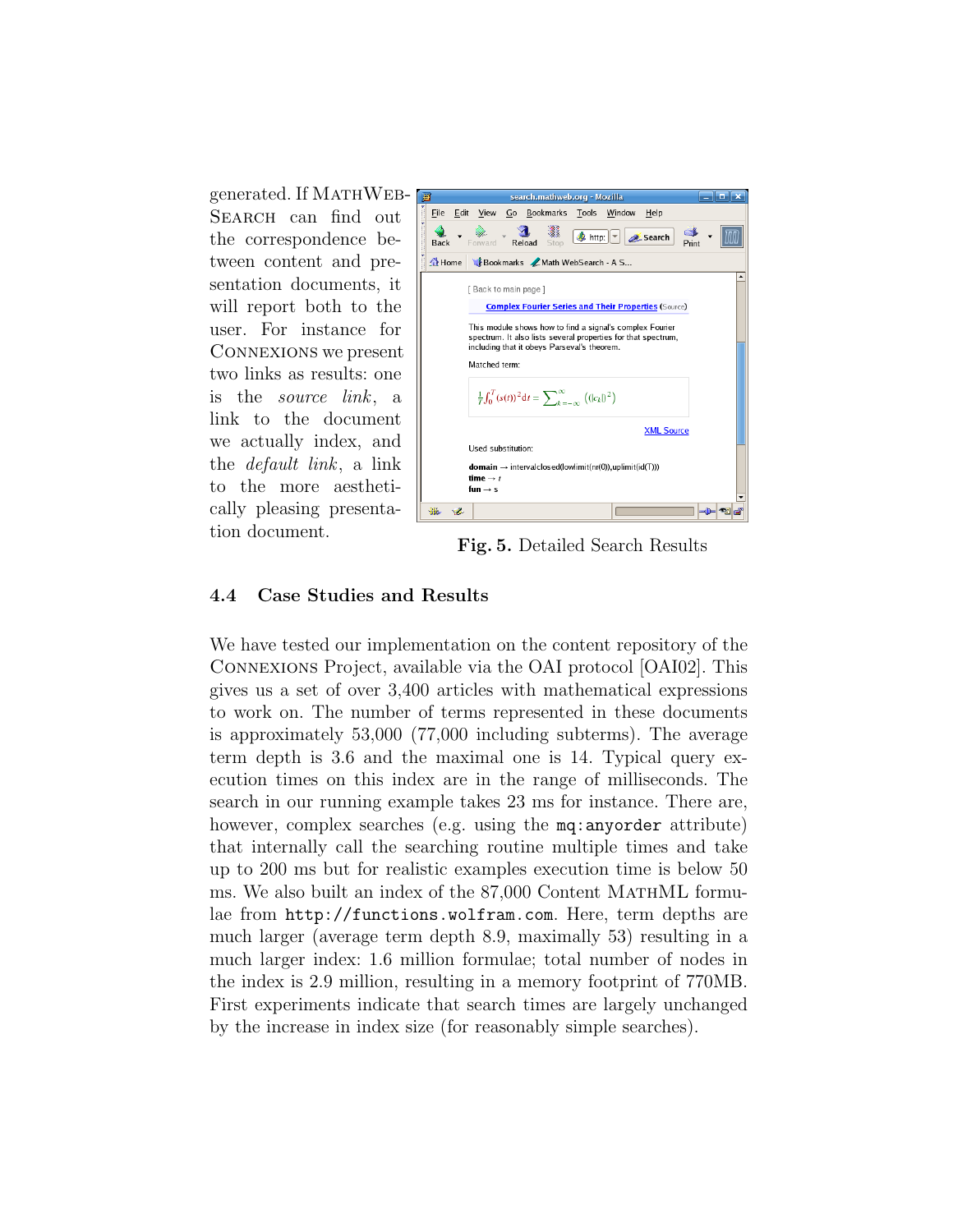generated. If MathWebSearch can find out the correspondence between content and presentation documents, it will report both to the user. For instance for Connexions we present two links as results: one is the *source link*, a link to the document we actually index, and the *default link*, a link to the more aesthetically pleasing presentation document.

**Fig. 5.** Detailed Search Results

### 4.4 Case Studies and Results

We have tested our implementation on the content repository of the Connexions Project, available via the OAI protocol [OAI02]. This gives us a set of over 3,400 articles with mathematical expressions to work on. The number of terms represented in these documents is approximately 53,000 (77,000 including subterms). The average term depth is 3.6 and the maximal one is 14. Typical query execution times on this index are in the range of milliseconds. The search in our running example takes 23 ms for instance. There are, however, complex searches (e.g. using the `mq:anyorder` attribute) that internally call the searching routine multiple times and take up to 200 ms but for realistic examples execution time is below 50 ms. We also built an index of the 87,000 Content MathML formulae from `http://functions.wolfram.com`. Here, term depths are much larger (average term depth 8.9, maximally 53) resulting in a much larger index: 1.6 million formulae; total number of nodes in the index is 2.9 million, resulting in a memory footprint of 770MB. First experiments indicate that search times are largely unchanged by the increase in index size (for reasonably simple searches).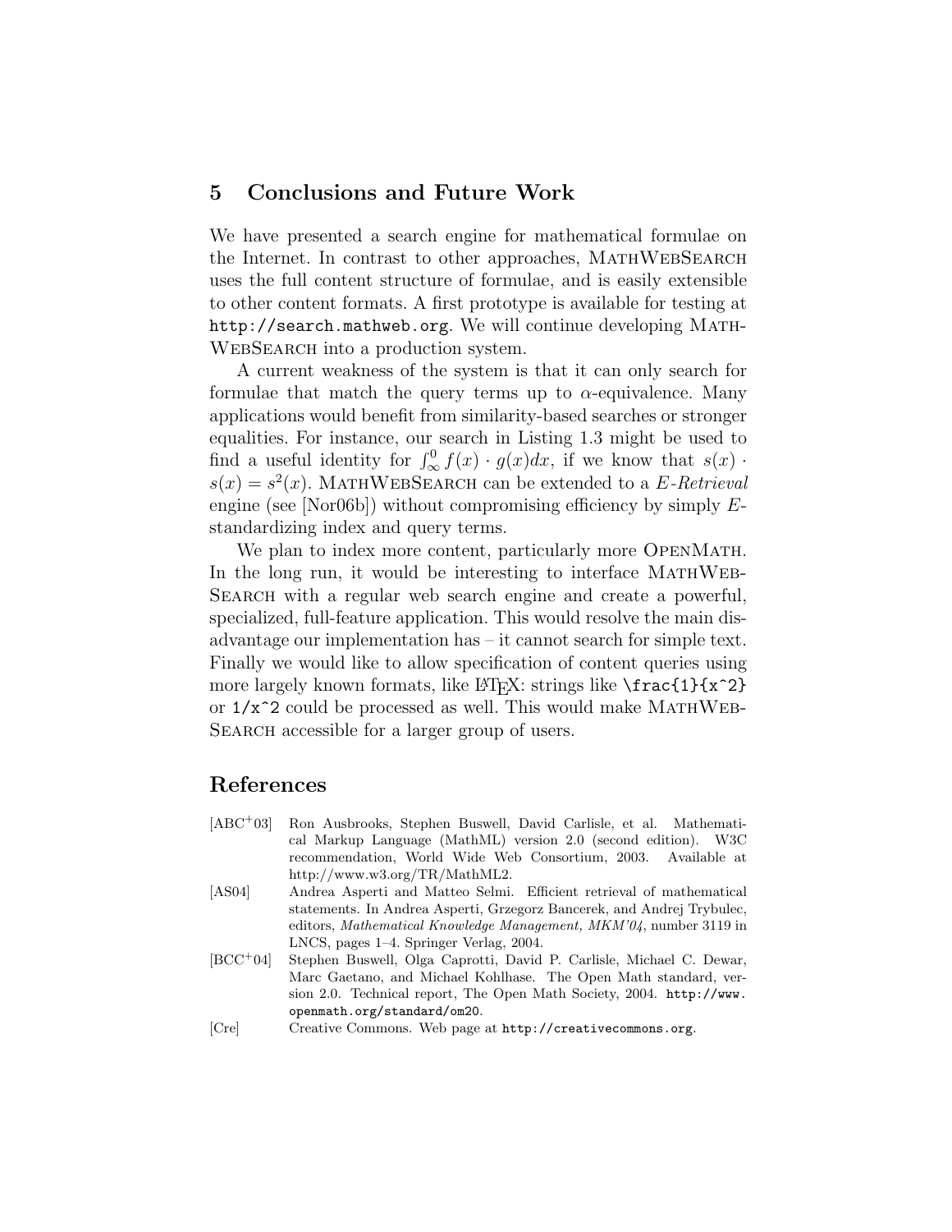## 5 Conclusions and Future Work

We have presented a search engine for mathematical formulae on the Internet. In contrast to other approaches, MathWebSearch uses the full content structure of formulae, and is easily extensible to other content formats. A first prototype is available for testing at `http://search.mathweb.org`. We will continue developing MathWebSearch into a production system.

A current weakness of the system is that it can only search for formulae that match the query terms up to $\alpha$-equivalence. Many applications would benefit from similarity-based searches or stronger equalities. For instance, our search in Listing 1.3 might be used to find a useful identity for $\int_{\infty}^{0} f(x) \cdot g(x)dx$, if we know that $s(x) \cdot s(x) = s^2(x)$. MathWebSearch can be extended to a *E-Retrieval* engine (see [Nor06b]) without compromising efficiency by simply $E$-standardizing index and query terms.

We plan to index more content, particularly more OpenMath. In the long run, it would be interesting to interface MathWebSearch with a regular web search engine and create a powerful, specialized, full-feature application. This would resolve the main disadvantage our implementation has – it cannot search for simple text. Finally we would like to allow specification of content queries using more largely known formats, like LaTeX: strings like `\frac{1}{x^2}` or `1/x^2` could be processed as well. This would make MathWebSearch accessible for a larger group of users.

## References

[ABC+03] Ron Ausbrooks, Stephen Buswell, David Carlisle, et al. Mathematical Markup Language (MathML) version 2.0 (second edition). W3C recommendation, World Wide Web Consortium, 2003. Available at http://www.w3.org/TR/MathML2.

[AS04] Andrea Asperti and Matteo Selmi. Efficient retrieval of mathematical statements. In Andrea Asperti, Grzegorz Bancerek, and Andrej Trybulec, editors, *Mathematical Knowledge Management, MKM'04*, number 3119 in LNCS, pages 1–4. Springer Verlag, 2004.

[BCC+04] Stephen Buswell, Olga Caprotti, David P. Carlisle, Michael C. Dewar, Marc Gaetano, and Michael Kohlhase. The Open Math standard, version 2.0. Technical report, The Open Math Society, 2004. `http://www.openmath.org/standard/om20`.

[Cre] Creative Commons. Web page at `http://creativecommons.org`.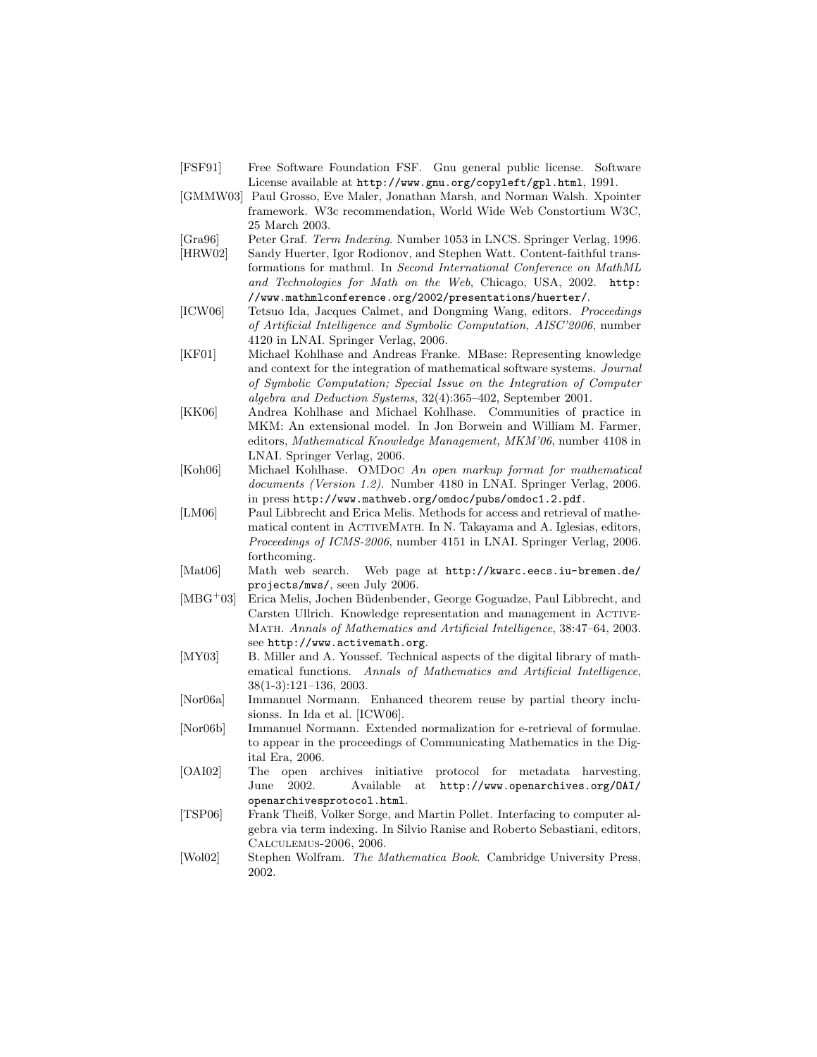[FSF91] Free Software Foundation FSF. Gnu general public license. Software License available at http://www.gnu.org/copyleft/gpl.html, 1991.

[GMMW03] Paul Grosso, Eve Maler, Jonathan Marsh, and Norman Walsh. Xpointer framework. W3c recommendation, World Wide Web Constortium W3C, 25 March 2003.

[Gra96] Peter Graf. *Term Indexing*. Number 1053 in LNCS. Springer Verlag, 1996.

[HRW02] Sandy Huerter, Igor Rodionov, and Stephen Watt. Content-faithful transformations for mathml. In *Second International Conference on MathML and Technologies for Math on the Web*, Chicago, USA, 2002. http://www.mathmlconference.org/2002/presentations/huerter/.

[ICW06] Tetsuo Ida, Jacques Calmet, and Dongming Wang, editors. *Proceedings of Artificial Intelligence and Symbolic Computation, AISC'2006*, number 4120 in LNAI. Springer Verlag, 2006.

[KF01] Michael Kohlhase and Andreas Franke. MBase: Representing knowledge and context for the integration of mathematical software systems. *Journal of Symbolic Computation; Special Issue on the Integration of Computer algebra and Deduction Systems*, 32(4):365–402, September 2001.

[KK06] Andrea Kohlhase and Michael Kohlhase. Communities of practice in MKM: An extensional model. In Jon Borwein and William M. Farmer, editors, *Mathematical Knowledge Management, MKM'06*, number 4108 in LNAI. Springer Verlag, 2006.

[Koh06] Michael Kohlhase. OMDoc *An open markup format for mathematical documents (Version 1.2)*. Number 4180 in LNAI. Springer Verlag, 2006. in press http://www.mathweb.org/omdoc/pubs/omdoc1.2.pdf.

[LM06] Paul Libbrecht and Erica Melis. Methods for access and retrieval of mathematical content in ActiveMath. In N. Takayama and A. Iglesias, editors, *Proceedings of ICMS-2006*, number 4151 in LNAI. Springer Verlag, 2006. forthcoming.

[Mat06] Math web search. Web page at http://kwarc.eecs.iu-bremen.de/projects/mws/, seen July 2006.

[MBG+03] Erica Melis, Jochen Büdenbender, George Goguadze, Paul Libbrecht, and Carsten Ullrich. Knowledge representation and management in ActiveMath. *Annals of Mathematics and Artificial Intelligence*, 38:47–64, 2003. see http://www.activemath.org.

[MY03] B. Miller and A. Youssef. Technical aspects of the digital library of mathematical functions. *Annals of Mathematics and Artificial Intelligence*, 38(1-3):121–136, 2003.

[Nor06a] Immanuel Normann. Enhanced theorem reuse by partial theory inclusionss. In Ida et al. [ICW06].

[Nor06b] Immanuel Normann. Extended normalization for e-retrieval of formulae. to appear in the proceedings of Communicating Mathematics in the Digital Era, 2006.

[OAI02] The open archives initiative protocol for metadata harvesting, June 2002. Available at http://www.openarchives.org/OAI/openarchivesprotocol.html.

[TSP06] Frank Theiß, Volker Sorge, and Martin Pollet. Interfacing to computer algebra via term indexing. In Silvio Ranise and Roberto Sebastiani, editors, Calculemus-2006, 2006.

[Wol02] Stephen Wolfram. *The Mathematica Book*. Cambridge University Press, 2002.